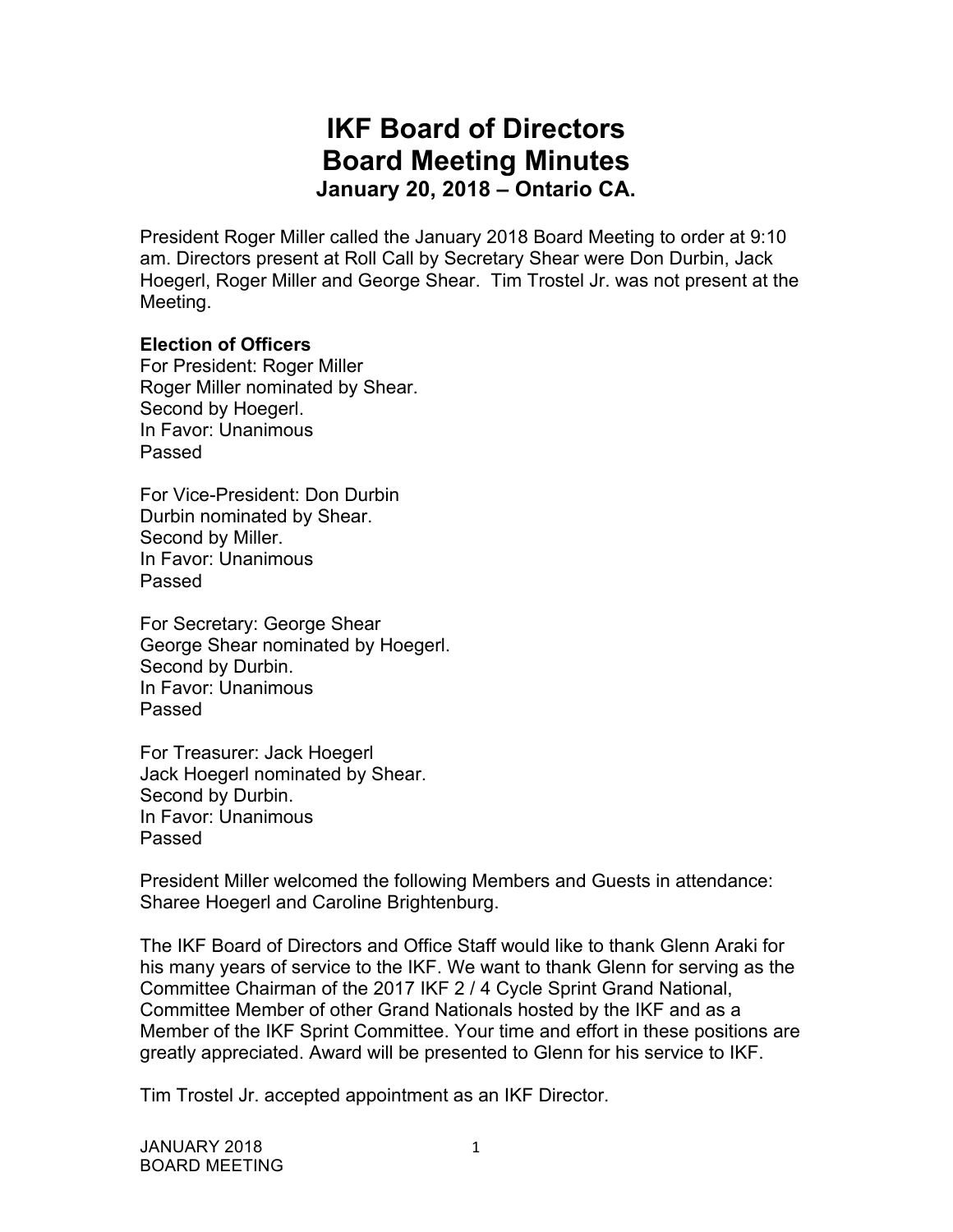# IKF Board of Directors
# Board Meeting Minutes
### January 20, 2018 – Ontario CA.

President Roger Miller called the January 2018 Board Meeting to order at 9:10 am. Directors present at Roll Call by Secretary Shear were Don Durbin, Jack Hoegerl, Roger Miller and George Shear. Tim Trostel Jr. was not present at the Meeting.

**Election of Officers**

For President: Roger Miller
Roger Miller nominated by Shear.
Second by Hoegerl.
In Favor: Unanimous
Passed

For Vice-President: Don Durbin
Durbin nominated by Shear.
Second by Miller.
In Favor: Unanimous
Passed

For Secretary: George Shear
George Shear nominated by Hoegerl.
Second by Durbin.
In Favor: Unanimous
Passed

For Treasurer: Jack Hoegerl
Jack Hoegerl nominated by Shear.
Second by Durbin.
In Favor: Unanimous
Passed

President Miller welcomed the following Members and Guests in attendance: Sharee Hoegerl and Caroline Brightenburg.

The IKF Board of Directors and Office Staff would like to thank Glenn Araki for his many years of service to the IKF. We want to thank Glenn for serving as the Committee Chairman of the 2017 IKF 2 / 4 Cycle Sprint Grand National, Committee Member of other Grand Nationals hosted by the IKF and as a Member of the IKF Sprint Committee. Your time and effort in these positions are greatly appreciated. Award will be presented to Glenn for his service to IKF.

Tim Trostel Jr. accepted appointment as an IKF Director.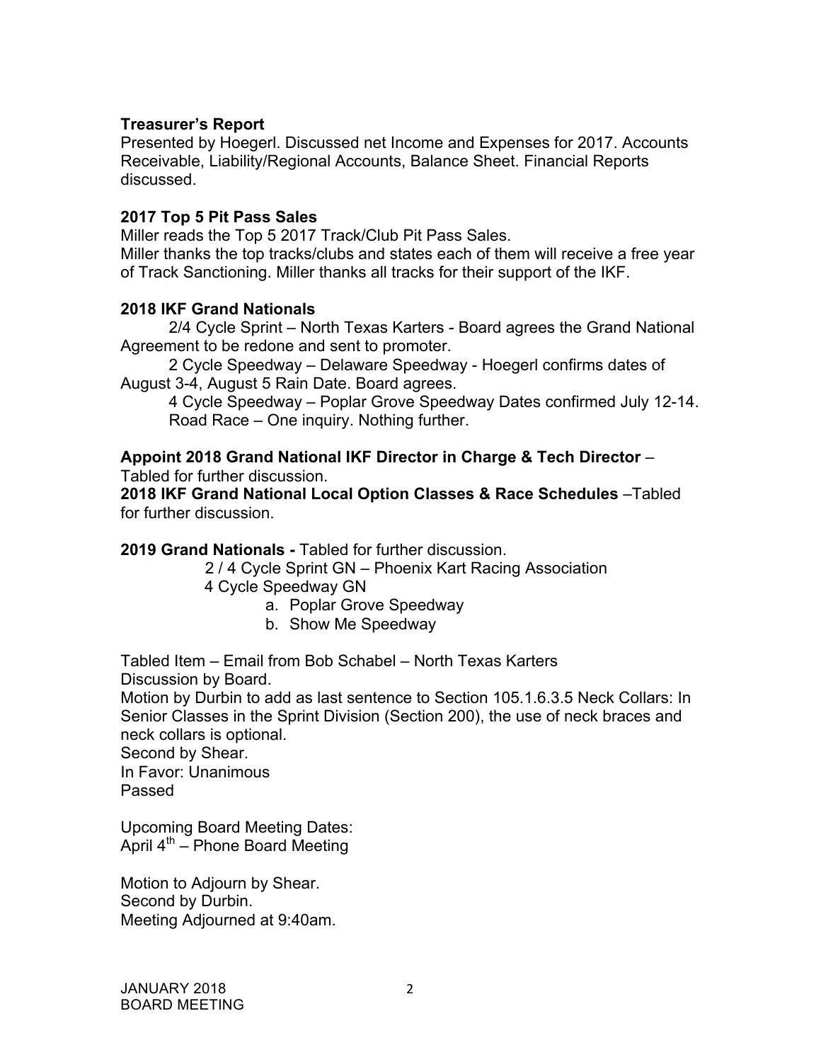**Treasurer's Report**
Presented by Hoegerl. Discussed net Income and Expenses for 2017. Accounts Receivable, Liability/Regional Accounts, Balance Sheet. Financial Reports discussed.

**2017 Top 5 Pit Pass Sales**
Miller reads the Top 5 2017 Track/Club Pit Pass Sales.
Miller thanks the top tracks/clubs and states each of them will receive a free year of Track Sanctioning. Miller thanks all tracks for their support of the IKF.

**2018 IKF Grand Nationals**

2/4 Cycle Sprint – North Texas Karters - Board agrees the Grand National Agreement to be redone and sent to promoter.

2 Cycle Speedway – Delaware Speedway - Hoegerl confirms dates of August 3-4, August 5 Rain Date. Board agrees.

4 Cycle Speedway – Poplar Grove Speedway Dates confirmed July 12-14.

Road Race – One inquiry. Nothing further.

**Appoint 2018 Grand National IKF Director in Charge & Tech Director** – Tabled for further discussion.
**2018 IKF Grand National Local Option Classes & Race Schedules** –Tabled for further discussion.

**2019 Grand Nationals -** Tabled for further discussion.

2 / 4 Cycle Sprint GN – Phoenix Kart Racing Association

4 Cycle Speedway GN

a. Poplar Grove Speedway
b. Show Me Speedway

Tabled Item – Email from Bob Schabel – North Texas Karters
Discussion by Board.
Motion by Durbin to add as last sentence to Section 105.1.6.3.5 Neck Collars: In Senior Classes in the Sprint Division (Section 200), the use of neck braces and neck collars is optional.
Second by Shear.
In Favor: Unanimous
Passed

Upcoming Board Meeting Dates:
April 4th – Phone Board Meeting

Motion to Adjourn by Shear.
Second by Durbin.
Meeting Adjourned at 9:40am.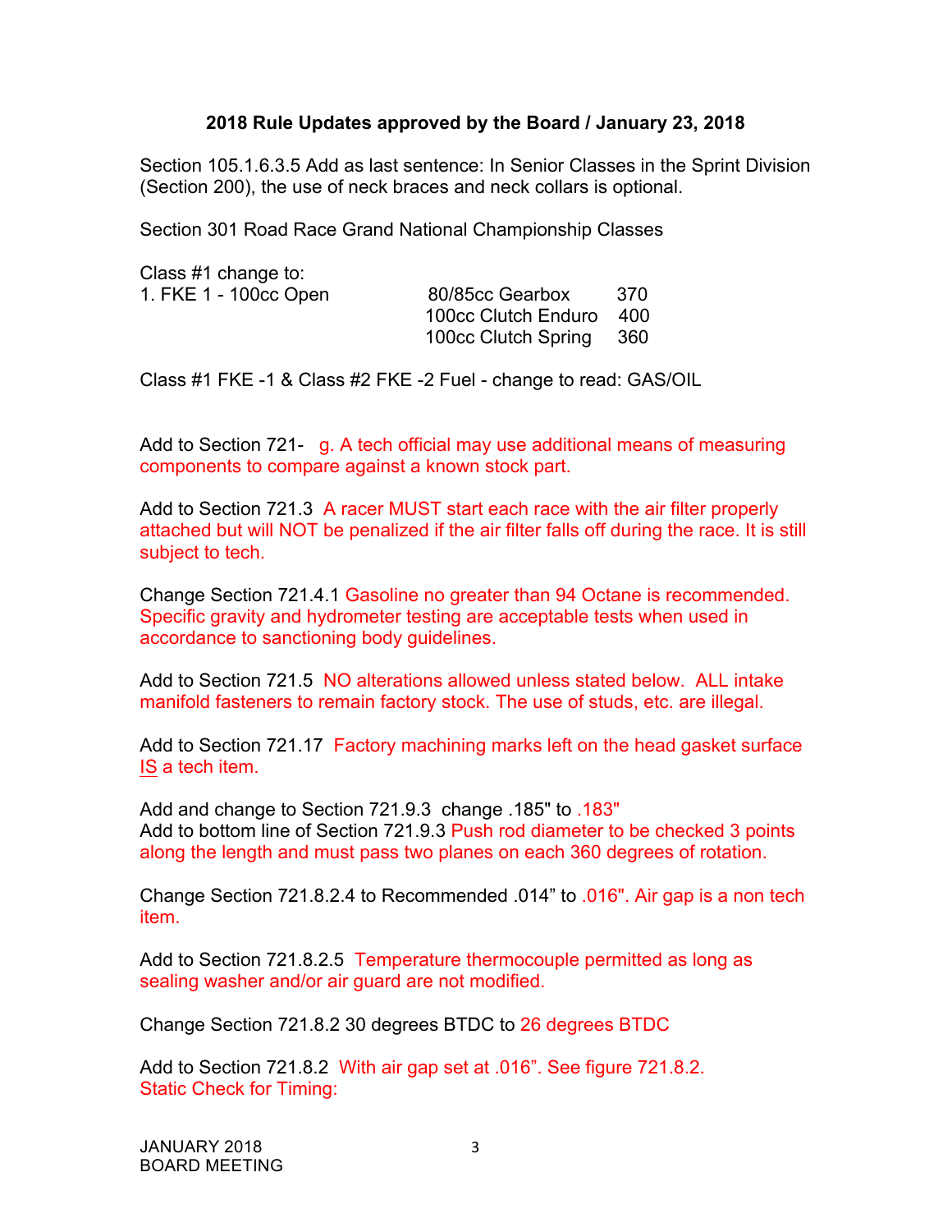### 2018 Rule Updates approved by the Board / January 23, 2018

Section 105.1.6.3.5 Add as last sentence: In Senior Classes in the Sprint Division (Section 200), the use of neck braces and neck collars is optional.

Section 301 Road Race Grand National Championship Classes

Class #1 change to:

| | | |
|---|---|---|
| 1. FKE 1 - 100cc Open | 80/85cc Gearbox | 370 |
| | 100cc Clutch Enduro | 400 |
| | 100cc Clutch Spring | 360 |

Class #1 FKE -1 & Class #2 FKE -2 Fuel - change to read: GAS/OIL

Add to Section 721- g. A tech official may use additional means of measuring components to compare against a known stock part.

Add to Section 721.3 A racer MUST start each race with the air filter properly attached but will NOT be penalized if the air filter falls off during the race. It is still subject to tech.

Change Section 721.4.1 Gasoline no greater than 94 Octane is recommended. Specific gravity and hydrometer testing are acceptable tests when used in accordance to sanctioning body guidelines.

Add to Section 721.5 NO alterations allowed unless stated below. ALL intake manifold fasteners to remain factory stock. The use of studs, etc. are illegal.

Add to Section 721.17 Factory machining marks left on the head gasket surface IS a tech item.

Add and change to Section 721.9.3 change .185" to .183"
Add to bottom line of Section 721.9.3 Push rod diameter to be checked 3 points along the length and must pass two planes on each 360 degrees of rotation.

Change Section 721.8.2.4 to Recommended .014" to .016". Air gap is a non tech item.

Add to Section 721.8.2.5 Temperature thermocouple permitted as long as sealing washer and/or air guard are not modified.

Change Section 721.8.2 30 degrees BTDC to 26 degrees BTDC

Add to Section 721.8.2 With air gap set at .016". See figure 721.8.2.
Static Check for Timing:

JANUARY 2018
BOARD MEETING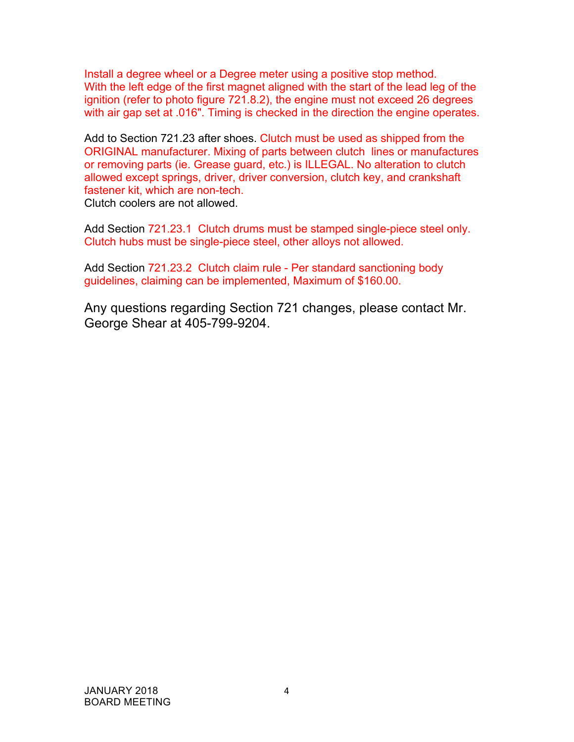Install a degree wheel or a Degree meter using a positive stop method.
With the left edge of the first magnet aligned with the start of the lead leg of the ignition (refer to photo figure 721.8.2), the engine must not exceed 26 degrees with air gap set at .016". Timing is checked in the direction the engine operates.

Add to Section 721.23 after shoes. Clutch must be used as shipped from the ORIGINAL manufacturer. Mixing of parts between clutch lines or manufactures or removing parts (ie. Grease guard, etc.) is ILLEGAL. No alteration to clutch allowed except springs, driver, driver conversion, clutch key, and crankshaft fastener kit, which are non-tech.
Clutch coolers are not allowed.

Add Section 721.23.1 Clutch drums must be stamped single-piece steel only. Clutch hubs must be single-piece steel, other alloys not allowed.

Add Section 721.23.2 Clutch claim rule - Per standard sanctioning body guidelines, claiming can be implemented, Maximum of $160.00.

Any questions regarding Section 721 changes, please contact Mr. George Shear at 405-799-9204.